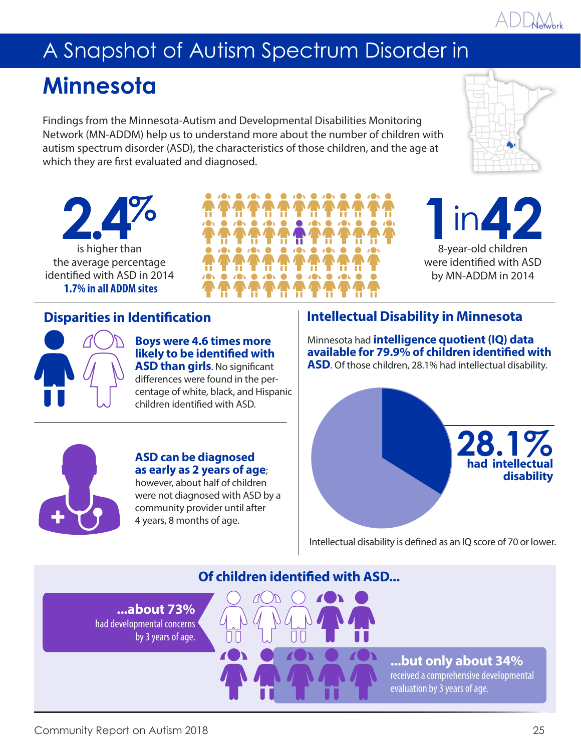# A Snapshot of Autism Spectrum Disorder in

# Minnesota

Findings from the Minnesota-Autism and Developmental Disabilities Monitoring Network (MN-ADDM) help us to understand more about the number of children with autism spectrum disorder (ASD), the characteristics of those children, and the age at which they are first evaluated and diagnosed.

**2.4%** is higher than the average percentage identified with ASD in 2014 **1.7% in all ADDM sites**

**1 in 42** 8-year-old children were identified with ASD by MN-ADDM in 2014

## Disparities in Identification

**Boys were 4.6 times more likely to be identified with ASD than girls**. No significant differences were found in the percentage of white, black, and Hispanic children identified with ASD.

**ASD can be diagnosed as early as 2 years of age**; however, about half of children were not diagnosed with ASD by a community provider until after 4 years, 8 months of age.

## Intellectual Disability in Minnesota

Minnesota had **intelligence quotient (IQ) data available for 79.9% of children identified with ASD**. Of those children, 28.1% had intellectual disability.

**28.1%** had intellectual disability

Intellectual disability is defined as an IQ score of 70 or lower.

## Of children identified with ASD...

**...about 73%** had developmental concerns by 3 years of age.

**...but only about 34%** received a comprehensive developmental evaluation by 3 years of age.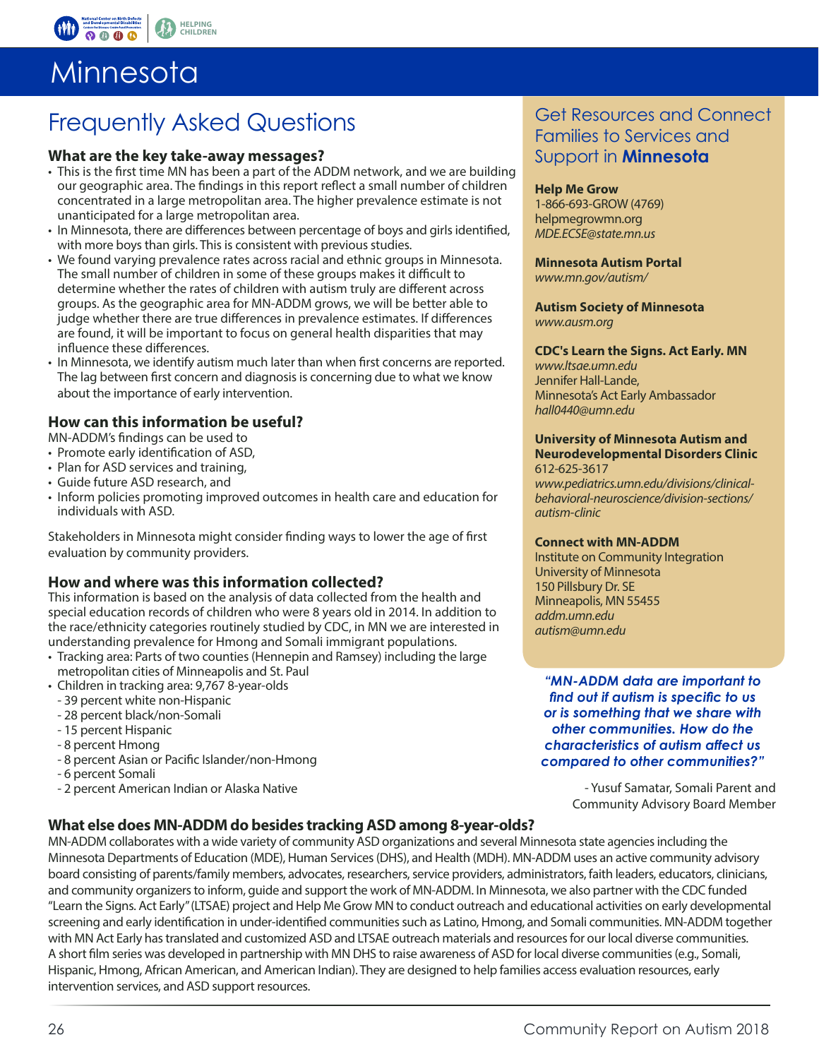# Minnesota

## Frequently Asked Questions

### What are the key take-away messages?

- This is the first time MN has been a part of the ADDM network, and we are building our geographic area. The findings in this report reflect a small number of children concentrated in a large metropolitan area. The higher prevalence estimate is not unanticipated for a large metropolitan area.
- In Minnesota, there are differences between percentage of boys and girls identified, with more boys than girls. This is consistent with previous studies.
- We found varying prevalence rates across racial and ethnic groups in Minnesota. The small number of children in some of these groups makes it difficult to determine whether the rates of children with autism truly are different across groups. As the geographic area for MN-ADDM grows, we will be better able to judge whether there are true differences in prevalence estimates. If differences are found, it will be important to focus on general health disparities that may influence these differences.
- In Minnesota, we identify autism much later than when first concerns are reported. The lag between first concern and diagnosis is concerning due to what we know about the importance of early intervention.

### How can this information be useful?

MN-ADDM's findings can be used to

- Promote early identification of ASD,
- Plan for ASD services and training,
- Guide future ASD research, and
- Inform policies promoting improved outcomes in health care and education for individuals with ASD.

Stakeholders in Minnesota might consider finding ways to lower the age of first evaluation by community providers.

### How and where was this information collected?

This information is based on the analysis of data collected from the health and special education records of children who were 8 years old in 2014. In addition to the race/ethnicity categories routinely studied by CDC, in MN we are interested in understanding prevalence for Hmong and Somali immigrant populations.

- Tracking area: Parts of two counties (Hennepin and Ramsey) including the large metropolitan cities of Minneapolis and St. Paul
- Children in tracking area: 9,767 8-year-olds
  - 39 percent white non-Hispanic
  - 28 percent black/non-Somali
  - 15 percent Hispanic
  - 8 percent Hmong
  - 8 percent Asian or Pacific Islander/non-Hmong
  - 6 percent Somali
  - 2 percent American Indian or Alaska Native

## Get Resources and Connect Families to Services and Support in **Minnesota**

**Help Me Grow**
1-866-693-GROW (4769)
helpmegrowmn.org
*MDE.ECSE@state.mn.us*

**Minnesota Autism Portal**
*www.mn.gov/autism/*

**Autism Society of Minnesota**
*www.ausm.org*

**CDC's Learn the Signs. Act Early. MN**
*www.ltsae.umn.edu*
Jennifer Hall-Lande,
Minnesota's Act Early Ambassador
*hall0440@umn.edu*

**University of Minnesota Autism and Neurodevelopmental Disorders Clinic**
612-625-3617
*www.pediatrics.umn.edu/divisions/clinical-behavioral-neuroscience/division-sections/autism-clinic*

**Connect with MN-ADDM**
Institute on Community Integration
University of Minnesota
150 Pillsbury Dr. SE
Minneapolis, MN 55455
*addm.umn.edu*
*autism@umn.edu*

***"MN-ADDM data are important to find out if autism is specific to us or is something that we share with other communities. How do the characteristics of autism affect us compared to other communities?"***

- Yusuf Samatar, Somali Parent and Community Advisory Board Member

### What else does MN-ADDM do besides tracking ASD among 8-year-olds?

MN-ADDM collaborates with a wide variety of community ASD organizations and several Minnesota state agencies including the Minnesota Departments of Education (MDE), Human Services (DHS), and Health (MDH). MN-ADDM uses an active community advisory board consisting of parents/family members, advocates, researchers, service providers, administrators, faith leaders, educators, clinicians, and community organizers to inform, guide and support the work of MN-ADDM. In Minnesota, we also partner with the CDC funded "Learn the Signs. Act Early" (LTSAE) project and Help Me Grow MN to conduct outreach and educational activities on early developmental screening and early identification in under-identified communities such as Latino, Hmong, and Somali communities. MN-ADDM together with MN Act Early has translated and customized ASD and LTSAE outreach materials and resources for our local diverse communities. A short film series was developed in partnership with MN DHS to raise awareness of ASD for local diverse communities (e.g., Somali, Hispanic, Hmong, African American, and American Indian). They are designed to help families access evaluation resources, early intervention services, and ASD support resources.